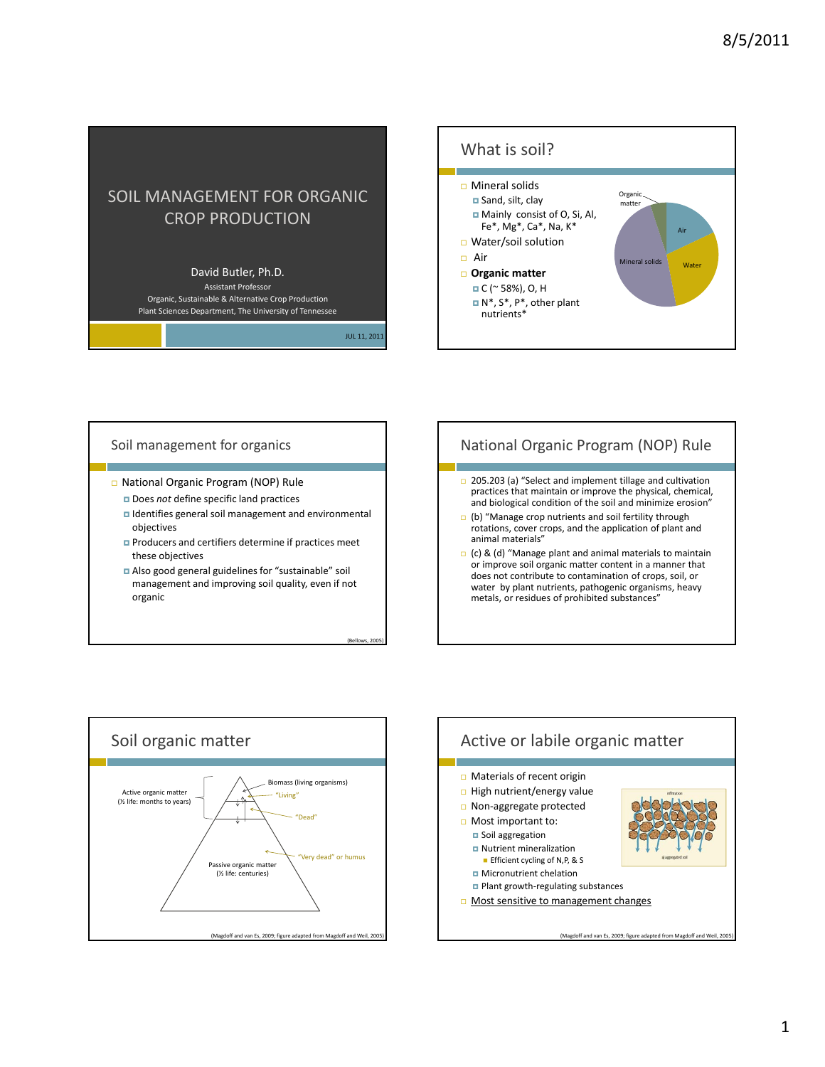# SOIL MANAGEMENT FOR ORGANIC CROP PRODUCTION

David Butler, Ph.D.

Assistant Professor

Organic, Sustainable & Alternative Crop Production

Plant Sciences Department, The University of Tennessee

JUL 11, 2011

## What is soil?

- Mineral solids
  - Sand, silt, clay
  - Mainly consist of O, Si, Al, Fe*, Mg*, Ca*, Na, K*
- Water/soil solution
- Air
- **Organic matter**
  - C (~ 58%), O, H
  - N*, S*, P*, other plant nutrients*

Organic matter | Air | Water | Mineral solids

## Soil management for organics

- National Organic Program (NOP) Rule
  - Does *not* define specific land practices
  - Identifies general soil management and environmental objectives
  - Producers and certifiers determine if practices meet these objectives
  - Also good general guidelines for "sustainable" soil management and improving soil quality, even if not organic

(Bellows, 2005)

## National Organic Program (NOP) Rule

- 205.203 (a) "Select and implement tillage and cultivation practices that maintain or improve the physical, chemical, and biological condition of the soil and minimize erosion"
- (b) "Manage crop nutrients and soil fertility through rotations, cover crops, and the application of plant and animal materials"
- (c) & (d) "Manage plant and animal materials to maintain or improve soil organic matter content in a manner that does not contribute to contamination of crops, soil, or water by plant nutrients, pathogenic organisms, heavy metals, or residues of prohibited substances"

## Soil organic matter

Active organic matter (½ life: months to years)

Biomass (living organisms)

"Living"

"Dead"

"Very dead" or humus

Passive organic matter (½ life: centuries)

(Magdoff and van Es, 2009; figure adapted from Magdoff and Weil, 2005)

## Active or labile organic matter

- Materials of recent origin
- High nutrient/energy value
- Non-aggregate protected
- Most important to:
  - Soil aggregation
  - Nutrient mineralization
    - Efficient cycling of N,P, & S
  - Micronutrient chelation
  - Plant growth-regulating substances
- Most sensitive to management changes

(Magdoff and van Es, 2009; figure adapted from Magdoff and Weil, 2005)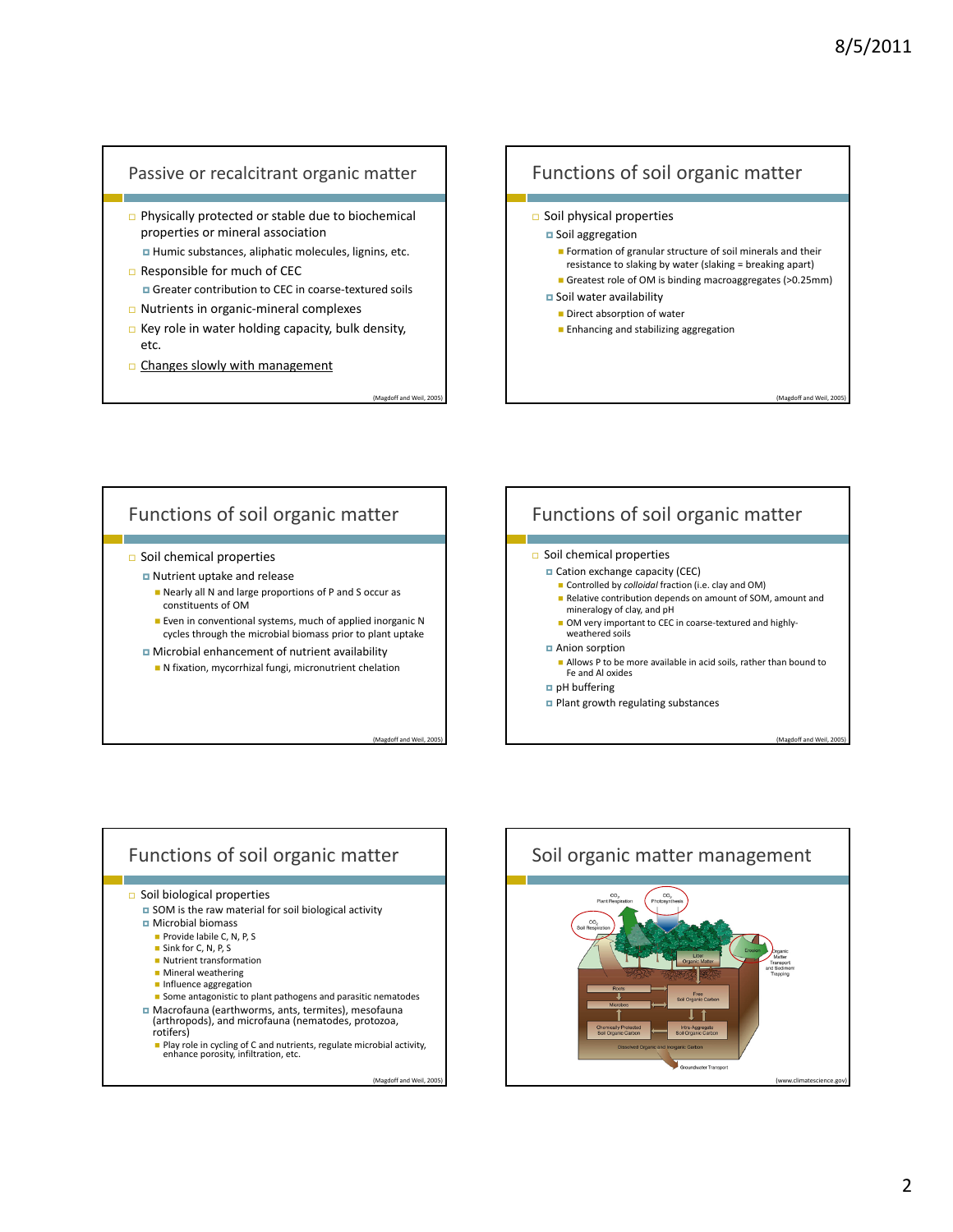## Passive or recalcitrant organic matter

- Physically protected or stable due to biochemical properties or mineral association
  - Humic substances, aliphatic molecules, lignins, etc.
- Responsible for much of CEC
  - Greater contribution to CEC in coarse-textured soils
- Nutrients in organic-mineral complexes
- Key role in water holding capacity, bulk density, etc.
- Changes slowly with management

(Magdoff and Weil, 2005)

## Functions of soil organic matter

- Soil physical properties
  - Soil aggregation
    - Formation of granular structure of soil minerals and their resistance to slaking by water (slaking = breaking apart)
    - Greatest role of OM is binding macroaggregates (>0.25mm)
  - Soil water availability
    - Direct absorption of water
    - Enhancing and stabilizing aggregation

(Magdoff and Weil, 2005)

## Functions of soil organic matter

- Soil chemical properties
  - Nutrient uptake and release
    - Nearly all N and large proportions of P and S occur as constituents of OM
    - Even in conventional systems, much of applied inorganic N cycles through the microbial biomass prior to plant uptake
  - Microbial enhancement of nutrient availability
    - N fixation, mycorrhizal fungi, micronutrient chelation

(Magdoff and Weil, 2005)

## Functions of soil organic matter

- Soil chemical properties
  - Cation exchange capacity (CEC)
    - Controlled by *colloidal* fraction (i.e. clay and OM)
    - Relative contribution depends on amount of SOM, amount and mineralogy of clay, and pH
    - OM very important to CEC in coarse-textured and highly-weathered soils
  - Anion sorption
    - Allows P to be more available in acid soils, rather than bound to Fe and Al oxides
  - pH buffering
  - Plant growth regulating substances

(Magdoff and Weil, 2005)

## Functions of soil organic matter

- Soil biological properties
  - SOM is the raw material for soil biological activity
  - Microbial biomass
    - Provide labile C, N, P, S
    - Sink for C, N, P, S
    - Nutrient transformation
    - Mineral weathering
    - Influence aggregation
    - Some antagonistic to plant pathogens and parasitic nematodes
  - Macrofauna (earthworms, ants, termites), mesofauna (arthropods), and microfauna (nematodes, protozoa, rotifers)
    - Play role in cycling of C and nutrients, regulate microbial activity, enhance porosity, infiltration, etc.

(Magdoff and Weil, 2005)

## Soil organic matter management

$CO_2$ Plant Respiration; $CO_2$ Photosynthesis; $CO_2$ Soil Respiration; Erosion; Organic Matter Transport and Sediment Trapping; Litter Organic Matter; Roots; Microbes; Free Soil Organic Carbon; Chemically Protected Soil Organic Carbon; Intra-Aggregate Soil Organic Carbon; Dissolved Organic and Inorganic Carbon; Groundwater Transport

(www.climatescience.gov)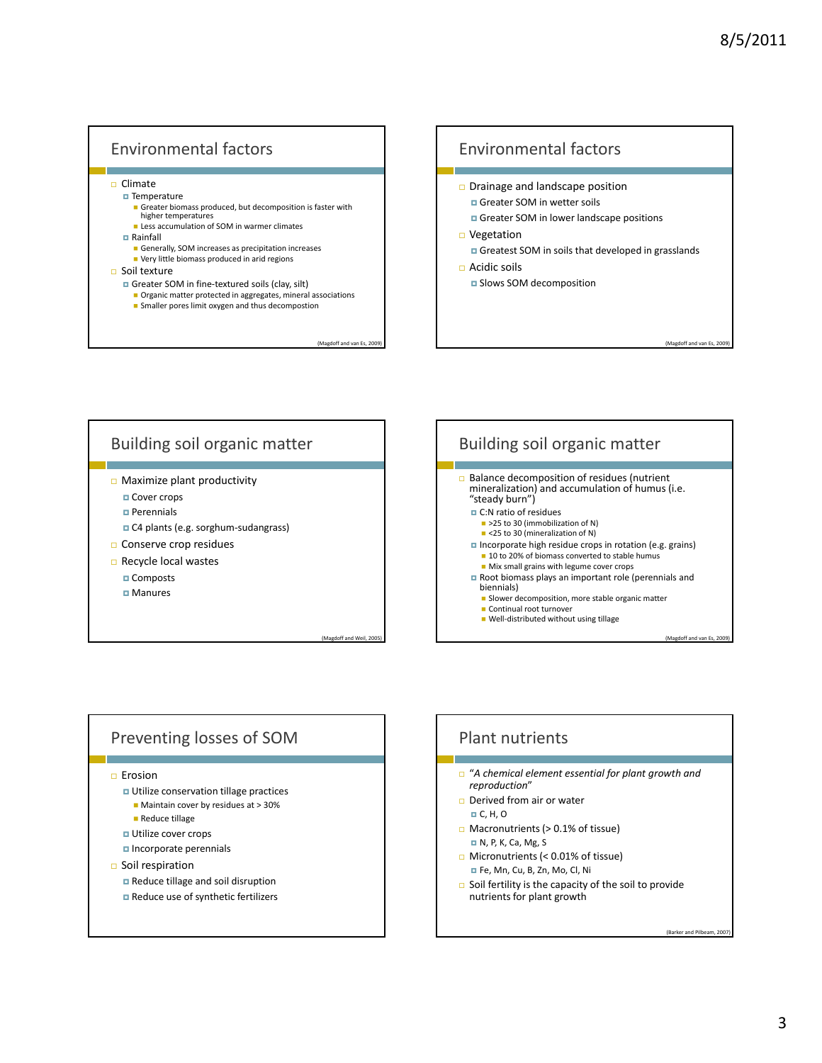## Environmental factors

- Climate
  - Temperature
    - Greater biomass produced, but decomposition is faster with higher temperatures
    - Less accumulation of SOM in warmer climates
  - Rainfall
    - Generally, SOM increases as precipitation increases
    - Very little biomass produced in arid regions
- Soil texture
  - Greater SOM in fine-textured soils (clay, silt)
    - Organic matter protected in aggregates, mineral associations
    - Smaller pores limit oxygen and thus decompostion

(Magdoff and van Es, 2009)

## Environmental factors

- Drainage and landscape position
  - Greater SOM in wetter soils
  - Greater SOM in lower landscape positions
- Vegetation
  - Greatest SOM in soils that developed in grasslands
- Acidic soils
  - Slows SOM decomposition

(Magdoff and van Es, 2009)

## Building soil organic matter

- Maximize plant productivity
  - Cover crops
  - Perennials
  - C4 plants (e.g. sorghum-sudangrass)
- Conserve crop residues
- Recycle local wastes
  - Composts
  - Manures

(Magdoff and Weil, 2005)

## Building soil organic matter

- Balance decomposition of residues (nutrient mineralization) and accumulation of humus (i.e. "steady burn")
  - C:N ratio of residues
    - >25 to 30 (immobilization of N)
    - <25 to 30 (mineralization of N)
  - Incorporate high residue crops in rotation (e.g. grains)
    - 10 to 20% of biomass converted to stable humus
    - Mix small grains with legume cover crops
  - Root biomass plays an important role (perennials and biennials)
    - Slower decomposition, more stable organic matter
    - Continual root turnover
    - Well-distributed without using tillage

(Magdoff and van Es, 2009)

## Preventing losses of SOM

- Erosion
  - Utilize conservation tillage practices
    - Maintain cover by residues at > 30%
    - Reduce tillage
  - Utilize cover crops
  - Incorporate perennials
- Soil respiration
  - Reduce tillage and soil disruption
  - Reduce use of synthetic fertilizers

## Plant nutrients

- *"A chemical element essential for plant growth and reproduction"*
- Derived from air or water
  - C, H, O
- Macronutrients (> 0.1% of tissue)
  - N, P, K, Ca, Mg, S
- Micronutrients (< 0.01% of tissue)
  - Fe, Mn, Cu, B, Zn, Mo, Cl, Ni
- Soil fertility is the capacity of the soil to provide nutrients for plant growth

(Barker and Pilbeam, 2007)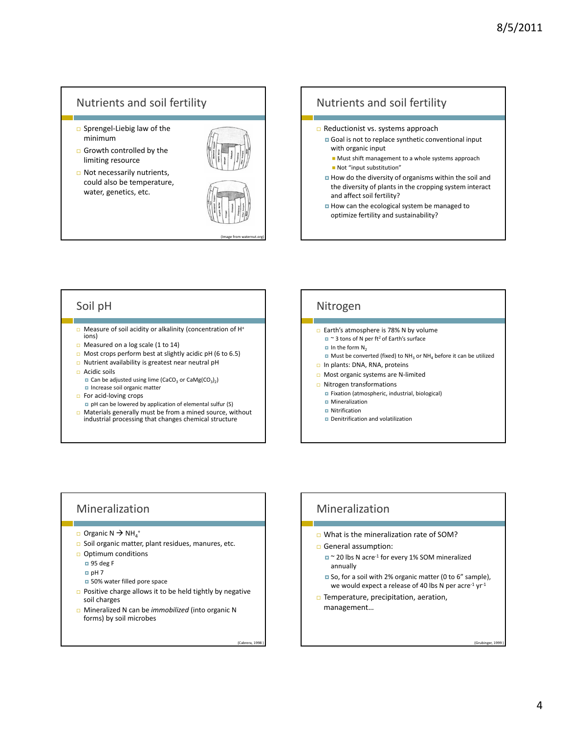## Nutrients and soil fertility

- Sprengel-Liebig law of the minimum
- Growth controlled by the limiting resource
- Not necessarily nutrients, could also be temperature, water, genetics, etc.

(Image from waternut.org)

## Nutrients and soil fertility

- Reductionist vs. systems approach
  - Goal is not to replace synthetic conventional input with organic input
    - Must shift management to a whole systems approach
    - Not "input substitution"
  - How do the diversity of organisms within the soil and the diversity of plants in the cropping system interact and affect soil fertility?
  - How can the ecological system be managed to optimize fertility and sustainability?

## Soil pH

- Measure of soil acidity or alkalinity (concentration of $H^+$ ions)
- Measured on a log scale (1 to 14)
- Most crops perform best at slightly acidic pH (6 to 6.5)
- Nutrient availability is greatest near neutral pH
- Acidic soils
  - Can be adjusted using lime ($CaCO_3$ or $CaMg(CO_3)_2$)
  - Increase soil organic matter
- For acid-loving crops
  - pH can be lowered by application of elemental sulfur (S)
- Materials generally must be from a mined source, without industrial processing that changes chemical structure

## Nitrogen

- Earth's atmosphere is 78% N by volume
  - ~ 3 tons of N per $ft^2$ of Earth's surface
  - In the form $N_2$
  - Must be converted (fixed) to $NH_3$ or $NH_4$ before it can be utilized
- In plants: DNA, RNA, proteins
- Most organic systems are N-limited
- Nitrogen transformations
  - Fixation (atmospheric, industrial, biological)
  - Mineralization
  - Nitrification
  - Denitrification and volatilization

## Mineralization

- Organic N → $NH_4^+$
- Soil organic matter, plant residues, manures, etc.
- Optimum conditions
  - 95 deg F
  - pH 7
  - 50% water filled pore space
- Positive charge allows it to be held tightly by negative soil charges
- Mineralized N can be *immobilized* (into organic N forms) by soil microbes

(Cabrera, 1998)

## Mineralization

- What is the mineralization rate of SOM?
- General assumption:
  - ~ 20 lbs N $acre^{-1}$ for every 1% SOM mineralized annually
  - So, for a soil with 2% organic matter (0 to 6" sample), we would expect a release of 40 lbs N per $acre^{-1}$ $yr^{-1}$
- Temperature, precipitation, aeration, management…

(Grubinger, 1999)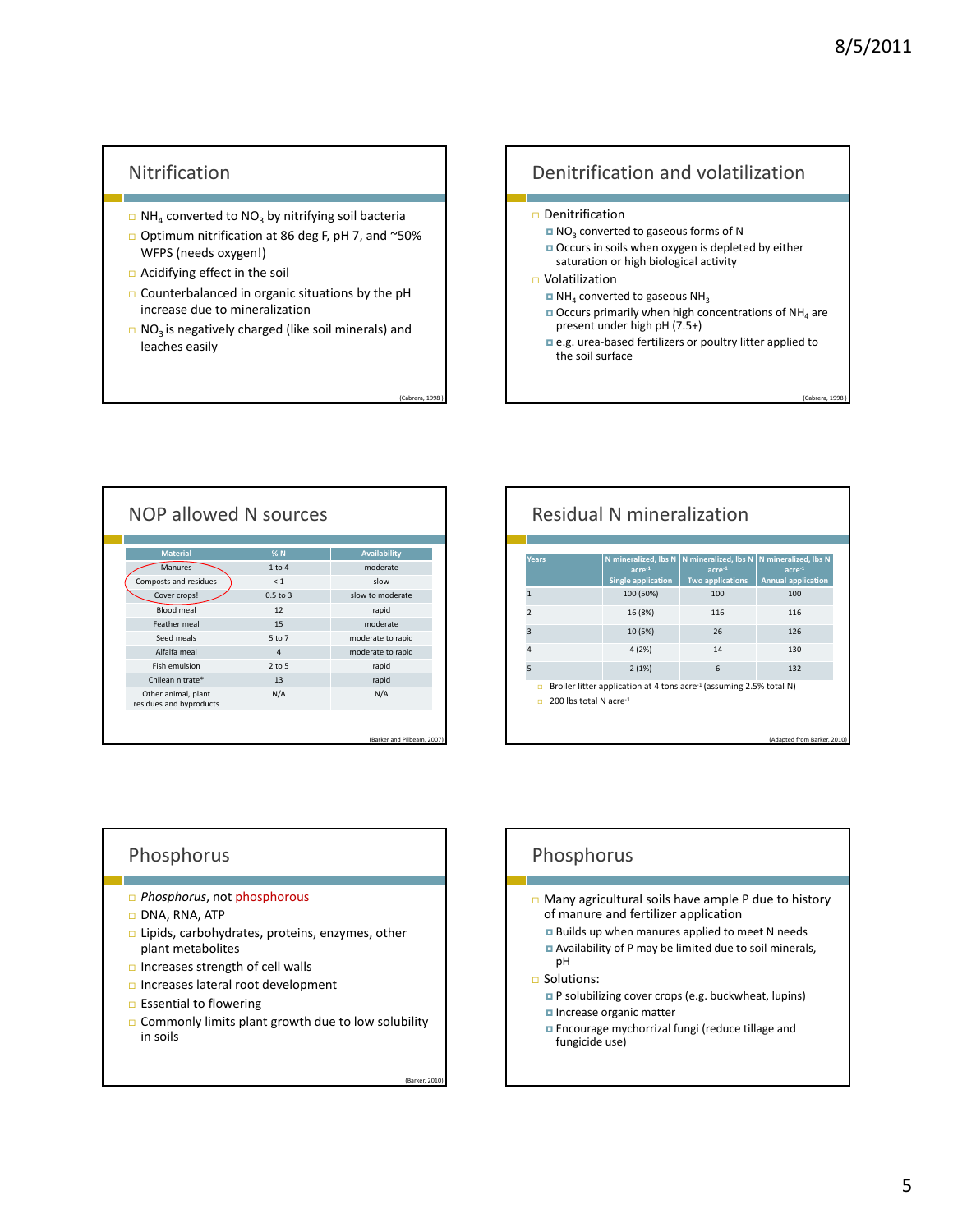## Nitrification

- $NH_4$ converted to $NO_3$ by nitrifying soil bacteria
- Optimum nitrification at 86 deg F, pH 7, and ~50% WFPS (needs oxygen!)
- Acidifying effect in the soil
- Counterbalanced in organic situations by the pH increase due to mineralization
- $NO_3$ is negatively charged (like soil minerals) and leaches easily

(Cabrera, 1998 )

## Denitrification and volatilization

- Denitrification
  - $NO_3$ converted to gaseous forms of N
  - Occurs in soils when oxygen is depleted by either saturation or high biological activity
- Volatilization
  - $NH_4$ converted to gaseous $NH_3$
  - Occurs primarily when high concentrations of $NH_4$ are present under high pH (7.5+)
  - e.g. urea-based fertilizers or poultry litter applied to the soil surface

(Cabrera, 1998 )

## NOP allowed N sources

| Material | % N | Availability |
|---|---|---|
| Manures | 1 to 4 | moderate |
| Composts and residues | < 1 | slow |
| Cover crops! | 0.5 to 3 | slow to moderate |
| Blood meal | 12 | rapid |
| Feather meal | 15 | moderate |
| Seed meals | 5 to 7 | moderate to rapid |
| Alfalfa meal | 4 | moderate to rapid |
| Fish emulsion | 2 to 5 | rapid |
| Chilean nitrate* | 13 | rapid |
| Other animal, plant residues and byproducts | N/A | N/A |

(Barker and Pilbeam, 2007)

## Residual N mineralization

| Years | N mineralized, lbs N $acre^{-1}$ Single application | N mineralized, lbs N $acre^{-1}$ Two applications | N mineralized, lbs N $acre^{-1}$ Annual application |
|---|---|---|---|
| 1 | 100 (50%) | 100 | 100 |
| 2 | 16 (8%) | 116 | 116 |
| 3 | 10 (5%) | 26 | 126 |
| 4 | 4 (2%) | 14 | 130 |
| 5 | 2 (1%) | 6 | 132 |

- Broiler litter application at 4 tons $acre^{-1}$ (assuming 2.5% total N)
- 200 lbs total N $acre^{-1}$

(Adapted from Barker, 2010)

## Phosphorus

- *Phosphorus*, not phosphorous
- DNA, RNA, ATP
- Lipids, carbohydrates, proteins, enzymes, other plant metabolites
- Increases strength of cell walls
- Increases lateral root development
- Essential to flowering
- Commonly limits plant growth due to low solubility in soils

(Barker, 2010)

## Phosphorus

- Many agricultural soils have ample P due to history of manure and fertilizer application
  - Builds up when manures applied to meet N needs
  - Availability of P may be limited due to soil minerals, pH
- Solutions:
  - P solubilizing cover crops (e.g. buckwheat, lupins)
  - Increase organic matter
  - Encourage mychorrizal fungi (reduce tillage and fungicide use)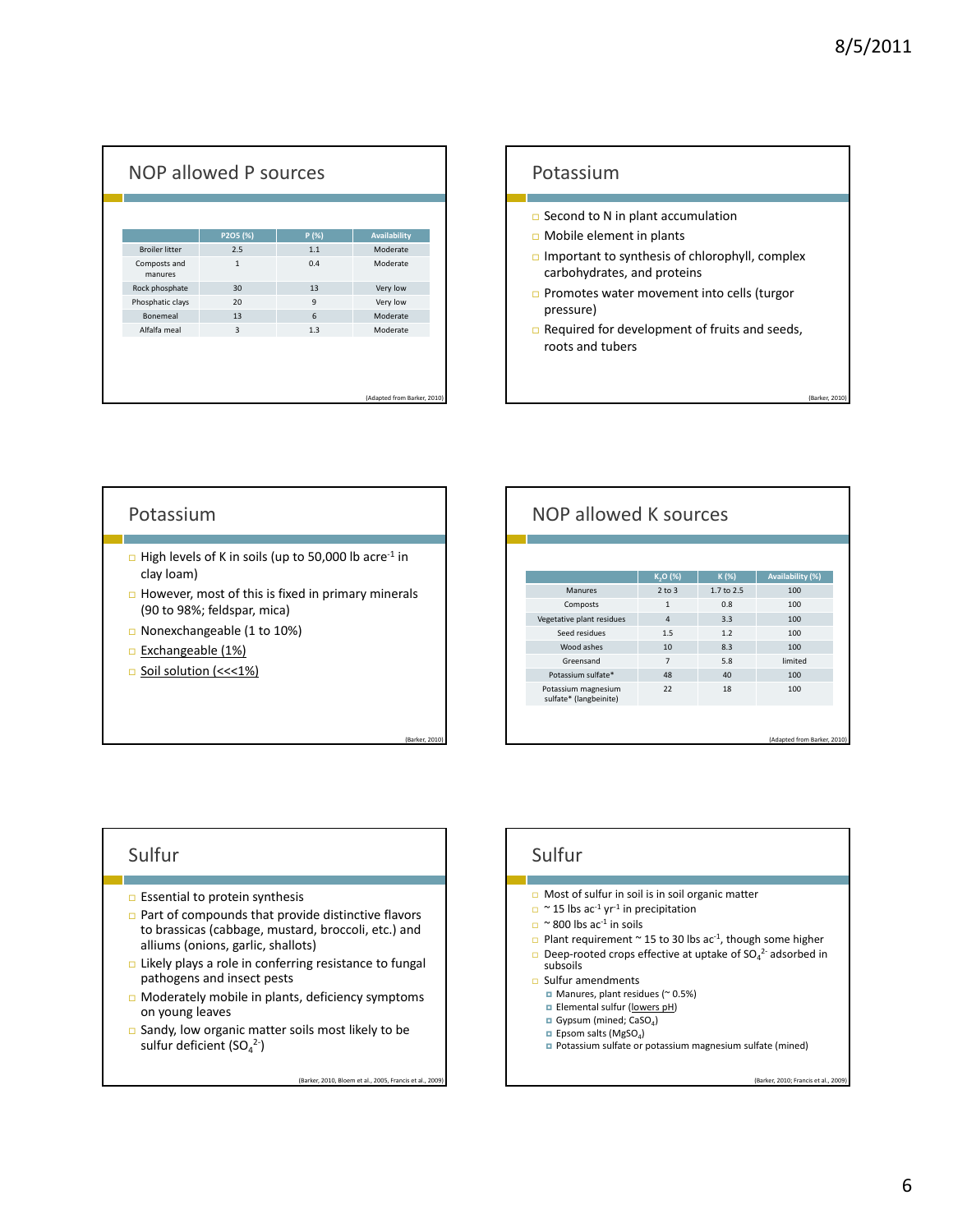## NOP allowed P sources

| | P2O5 (%) | P (%) | Availability |
|---|---|---|---|
| Broiler litter | 2.5 | 1.1 | Moderate |
| Composts and manures | 1 | 0.4 | Moderate |
| Rock phosphate | 30 | 13 | Very low |
| Phosphatic clays | 20 | 9 | Very low |
| Bonemeal | 13 | 6 | Moderate |
| Alfalfa meal | 3 | 1.3 | Moderate |

(Adapted from Barker, 2010)

## Potassium

- Second to N in plant accumulation
- Mobile element in plants
- Important to synthesis of chlorophyll, complex carbohydrates, and proteins
- Promotes water movement into cells (turgor pressure)
- Required for development of fruits and seeds, roots and tubers

(Barker, 2010)

## Potassium

- High levels of K in soils (up to 50,000 lb acre$^{-1}$ in clay loam)
- However, most of this is fixed in primary minerals (90 to 98%; feldspar, mica)
- Nonexchangeable (1 to 10%)
- Exchangeable (1%)
- Soil solution (<<<1%)

(Barker, 2010)

## NOP allowed K sources

| | $K_2O$ (%) | K (%) | Availability (%) |
|---|---|---|---|
| Manures | 2 to 3 | 1.7 to 2.5 | 100 |
| Composts | 1 | 0.8 | 100 |
| Vegetative plant residues | 4 | 3.3 | 100 |
| Seed residues | 1.5 | 1.2 | 100 |
| Wood ashes | 10 | 8.3 | 100 |
| Greensand | 7 | 5.8 | limited |
| Potassium sulfate* | 48 | 40 | 100 |
| Potassium magnesium sulfate* (langbeinite) | 22 | 18 | 100 |

(Adapted from Barker, 2010)

## Sulfur

- Essential to protein synthesis
- Part of compounds that provide distinctive flavors to brassicas (cabbage, mustard, broccoli, etc.) and alliums (onions, garlic, shallots)
- Likely plays a role in conferring resistance to fungal pathogens and insect pests
- Moderately mobile in plants, deficiency symptoms on young leaves
- Sandy, low organic matter soils most likely to be sulfur deficient ($SO_4^{2-}$)

(Barker, 2010, Bloem et al., 2005, Francis et al., 2009)

## Sulfur

- Most of sulfur in soil is in soil organic matter
- ~ 15 lbs ac$^{-1}$ yr$^{-1}$ in precipitation
- ~ 800 lbs ac$^{-1}$ in soils
- Plant requirement ~ 15 to 30 lbs ac$^{-1}$, though some higher
- Deep-rooted crops effective at uptake of $SO_4^{2-}$ adsorbed in subsoils
- Sulfur amendments
  - Manures, plant residues (~ 0.5%)
  - Elemental sulfur (lowers pH)
  - Gypsum (mined; $CaSO_4$)
  - Epsom salts ($MgSO_4$)
  - Potassium sulfate or potassium magnesium sulfate (mined)

(Barker, 2010; Francis et al., 2009)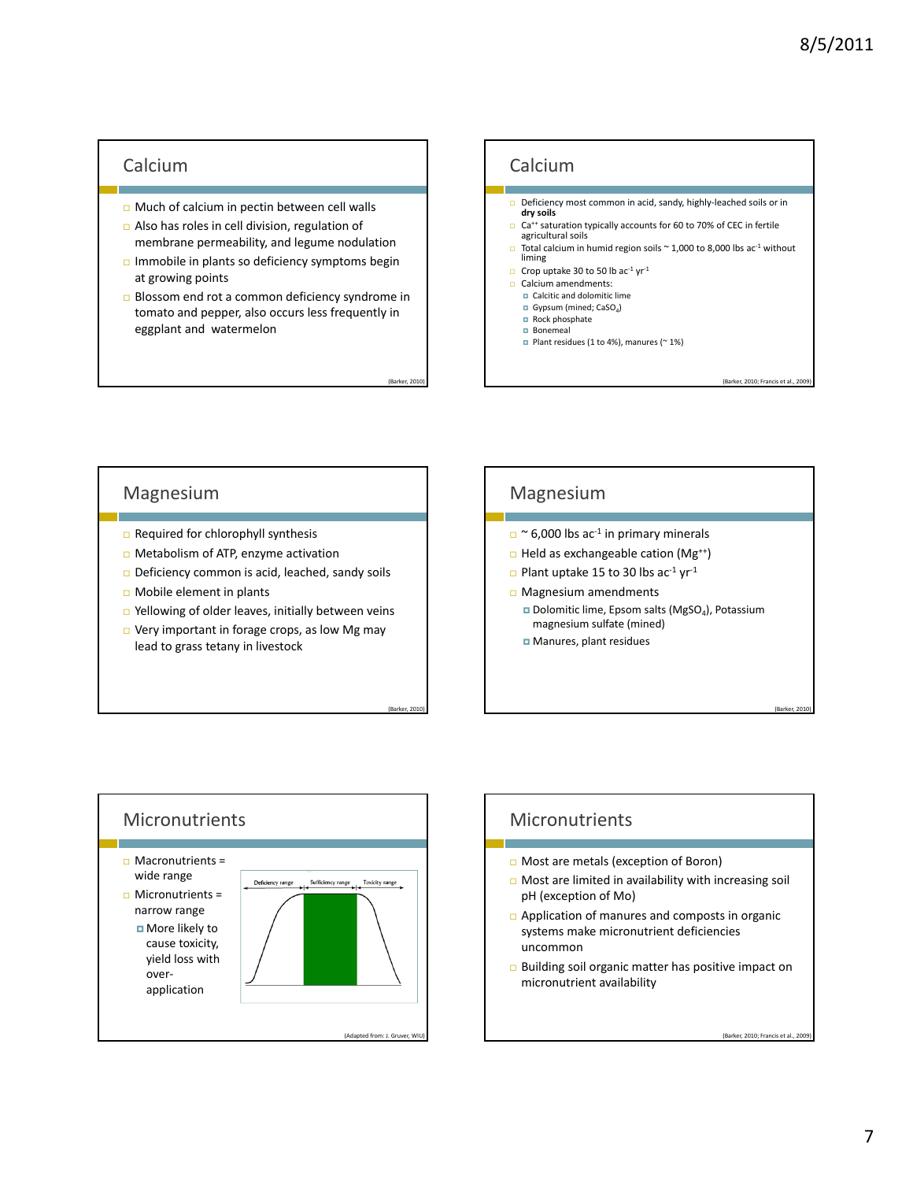## Calcium

- Much of calcium in pectin between cell walls
- Also has roles in cell division, regulation of membrane permeability, and legume nodulation
- Immobile in plants so deficiency symptoms begin at growing points
- Blossom end rot a common deficiency syndrome in tomato and pepper, also occurs less frequently in eggplant and watermelon

(Barker, 2010)

## Calcium

- Deficiency most common in acid, sandy, highly-leached soils or in **dry soils**
- $Ca^{++}$ saturation typically accounts for 60 to 70% of CEC in fertile agricultural soils
- Total calcium in humid region soils ~ 1,000 to 8,000 lbs $ac^{-1}$ without liming
- Crop uptake 30 to 50 lb $ac^{-1}$ $yr^{-1}$
- Calcium amendments:
  - Calcitic and dolomitic lime
  - Gypsum (mined; $CaSO_4$)
  - Rock phosphate
  - Bonemeal
  - Plant residues (1 to 4%), manures (~ 1%)

(Barker, 2010; Francis et al., 2009)

## Magnesium

- Required for chlorophyll synthesis
- Metabolism of ATP, enzyme activation
- Deficiency common is acid, leached, sandy soils
- Mobile element in plants
- Yellowing of older leaves, initially between veins
- Very important in forage crops, as low Mg may lead to grass tetany in livestock

(Barker, 2010)

## Magnesium

- ~ 6,000 lbs $ac^{-1}$ in primary minerals
- Held as exchangeable cation ($Mg^{++}$)
- Plant uptake 15 to 30 lbs $ac^{-1}$ $yr^{-1}$
- Magnesium amendments
  - Dolomitic lime, Epsom salts ($MgSO_4$), Potassium magnesium sulfate (mined)
  - Manures, plant residues

(Barker, 2010)

## Micronutrients

- Macronutrients = wide range
- Micronutrients = narrow range
  - More likely to cause toxicity, yield loss with over-application

Deficiency range | Sufficiency range | Toxicity range

(Adapted from: J. Gruver, WIU)

## Micronutrients

- Most are metals (exception of Boron)
- Most are limited in availability with increasing soil pH (exception of Mo)
- Application of manures and composts in organic systems make micronutrient deficiencies uncommon
- Building soil organic matter has positive impact on micronutrient availability

(Barker, 2010; Francis et al., 2009)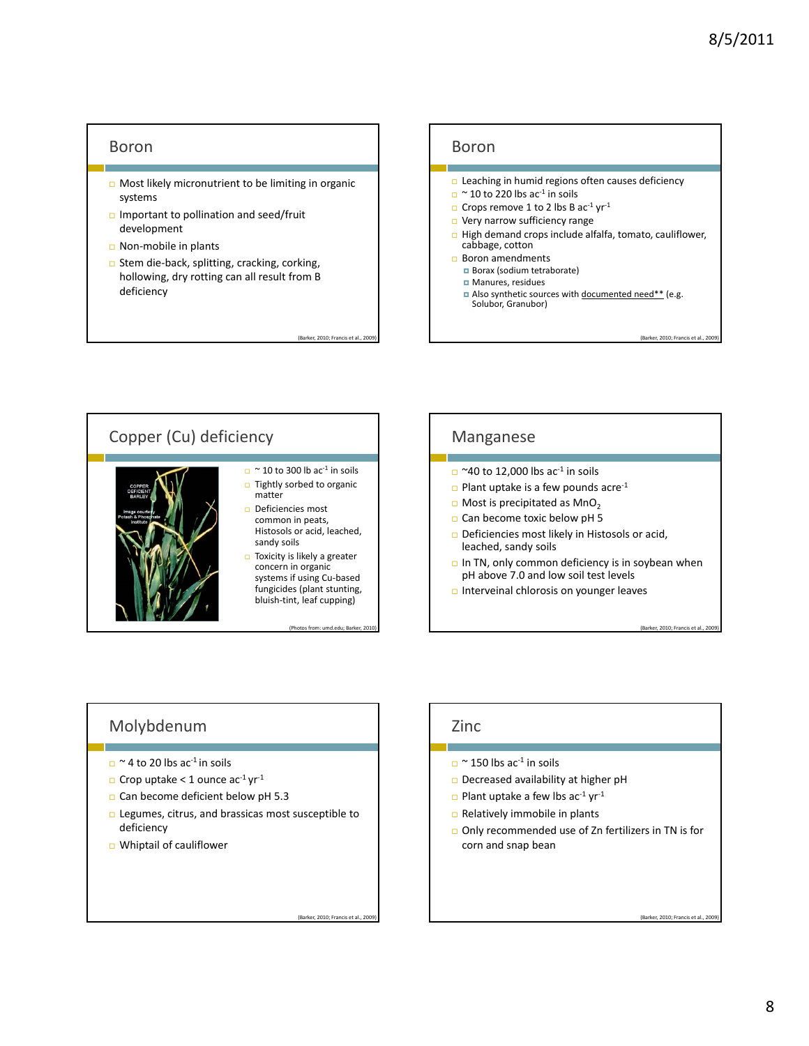## Boron

- Most likely micronutrient to be limiting in organic systems
- Important to pollination and seed/fruit development
- Non-mobile in plants
- Stem die-back, splitting, cracking, corking, hollowing, dry rotting can all result from B deficiency

(Barker, 2010; Francis et al., 2009)

## Boron

- Leaching in humid regions often causes deficiency
- ~ 10 to 220 lbs $ac^{-1}$ in soils
- Crops remove 1 to 2 lbs B $ac^{-1}$ $yr^{-1}$
- Very narrow sufficiency range
- High demand crops include alfalfa, tomato, cauliflower, cabbage, cotton
- Boron amendments
  - Borax (sodium tetraborate)
  - Manures, residues
  - Also synthetic sources with documented need** (e.g. Solubor, Granubor)

(Barker, 2010; Francis et al., 2009)

## Copper (Cu) deficiency

COPPER DEFICIENT BARLEY

Image courtesy Potash & Phosphate Institute

- ~ 10 to 300 lb $ac^{-1}$ in soils
- Tightly sorbed to organic matter
- Deficiencies most common in peats, Histosols or acid, leached, sandy soils
- Toxicity is likely a greater concern in organic systems if using Cu-based fungicides (plant stunting, bluish-tint, leaf cupping)

(Photos from: umd.edu; Barker, 2010)

## Manganese

- ~40 to 12,000 lbs $ac^{-1}$ in soils
- Plant uptake is a few pounds $acre^{-1}$
- Most is precipitated as $MnO_2$
- Can become toxic below pH 5
- Deficiencies most likely in Histosols or acid, leached, sandy soils
- In TN, only common deficiency is in soybean when pH above 7.0 and low soil test levels
- Interveinal chlorosis on younger leaves

(Barker, 2010; Francis et al., 2009)

## Molybdenum

- ~ 4 to 20 lbs $ac^{-1}$ in soils
- Crop uptake < 1 ounce $ac^{-1}$ $yr^{-1}$
- Can become deficient below pH 5.3
- Legumes, citrus, and brassicas most susceptible to deficiency
- Whiptail of cauliflower

(Barker, 2010; Francis et al., 2009)

## Zinc

- ~ 150 lbs $ac^{-1}$ in soils
- Decreased availability at higher pH
- Plant uptake a few lbs $ac^{-1}$ $yr^{-1}$
- Relatively immobile in plants
- Only recommended use of Zn fertilizers in TN is for corn and snap bean

(Barker, 2010; Francis et al., 2009)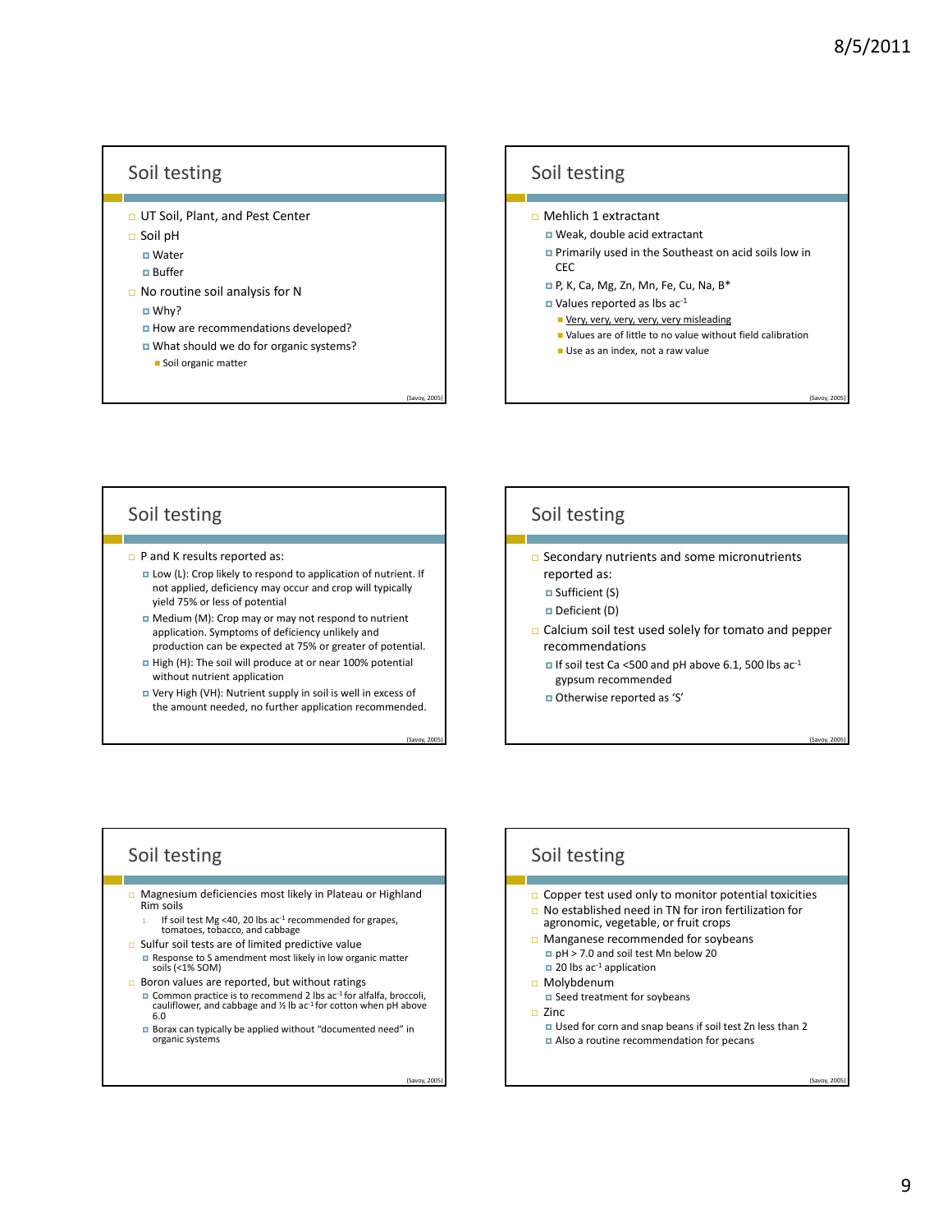## Soil testing

- UT Soil, Plant, and Pest Center
- Soil pH
  - Water
  - Buffer
- No routine soil analysis for N
  - Why?
  - How are recommendations developed?
  - What should we do for organic systems?
    - Soil organic matter

(Savoy, 2005)

## Soil testing

- Mehlich 1 extractant
  - Weak, double acid extractant
  - Primarily used in the Southeast on acid soils low in CEC
  - P, K, Ca, Mg, Zn, Mn, Fe, Cu, Na, B*
  - Values reported as lbs ac$^{-1}$
    - Very, very, very, very, very misleading
    - Values are of little to no value without field calibration
    - Use as an index, not a raw value

(Savoy, 2005)

## Soil testing

- P and K results reported as:
  - Low (L): Crop likely to respond to application of nutrient. If not applied, deficiency may occur and crop will typically yield 75% or less of potential
  - Medium (M): Crop may or may not respond to nutrient application. Symptoms of deficiency unlikely and production can be expected at 75% or greater of potential.
  - High (H): The soil will produce at or near 100% potential without nutrient application
  - Very High (VH): Nutrient supply in soil is well in excess of the amount needed, no further application recommended.

(Savoy, 2005)

## Soil testing

- Secondary nutrients and some micronutrients reported as:
  - Sufficient (S)
  - Deficient (D)
- Calcium soil test used solely for tomato and pepper recommendations
  - If soil test Ca <500 and pH above 6.1, 500 lbs ac$^{-1}$ gypsum recommended
  - Otherwise reported as 'S'

(Savoy, 2005)

## Soil testing

- Magnesium deficiencies most likely in Plateau or Highland Rim soils
  1. If soil test Mg <40, 20 lbs ac$^{-1}$ recommended for grapes, tomatoes, tobacco, and cabbage
- Sulfur soil tests are of limited predictive value
  - Response to S amendment most likely in low organic matter soils (<1% SOM)
- Boron values are reported, but without ratings
  - Common practice is to recommend 2 lbs ac$^{-1}$ for alfalfa, broccoli, cauliflower, and cabbage and ½ lb ac$^{-1}$ for cotton when pH above 6.0
  - Borax can typically be applied without "documented need" in organic systems

(Savoy, 2005)

## Soil testing

- Copper test used only to monitor potential toxicities
- No established need in TN for iron fertilization for agronomic, vegetable, or fruit crops
- Manganese recommended for soybeans
  - pH > 7.0 and soil test Mn below 20
  - 20 lbs ac$^{-1}$ application
- Molybdenum
  - Seed treatment for soybeans
- Zinc
  - Used for corn and snap beans if soil test Zn less than 2
  - Also a routine recommendation for pecans

(Savoy, 2005)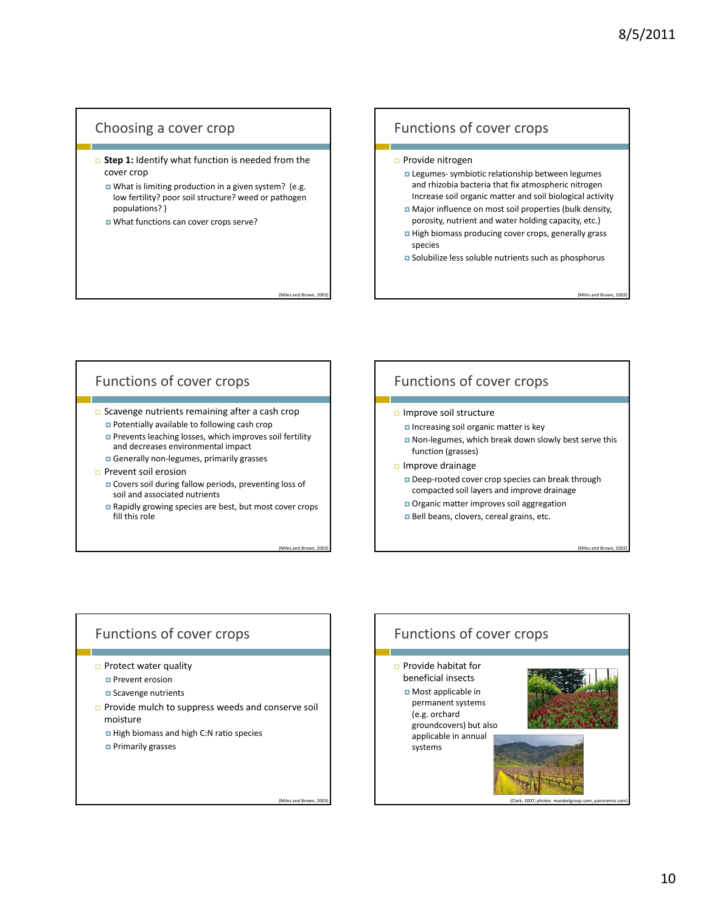## Choosing a cover crop

- **Step 1:** Identify what function is needed from the cover crop
  - What is limiting production in a given system? (e.g. low fertility? poor soil structure? weed or pathogen populations? )
  - What functions can cover crops serve?

(Miles and Brown, 2003)

## Functions of cover crops

- Provide nitrogen
  - Legumes- symbiotic relationship between legumes and rhizobia bacteria that fix atmospheric nitrogen Increase soil organic matter and soil biological activity
  - Major influence on most soil properties (bulk density, porosity, nutrient and water holding capacity, etc.)
  - High biomass producing cover crops, generally grass species
  - Solubilize less soluble nutrients such as phosphorus

(Miles and Brown, 2003)

## Functions of cover crops

- Scavenge nutrients remaining after a cash crop
  - Potentially available to following cash crop
  - Prevents leaching losses, which improves soil fertility and decreases environmental impact
  - Generally non-legumes, primarily grasses
- Prevent soil erosion
  - Covers soil during fallow periods, preventing loss of soil and associated nutrients
  - Rapidly growing species are best, but most cover crops fill this role

(Miles and Brown, 2003)

## Functions of cover crops

- Improve soil structure
  - Increasing soil organic matter is key
  - Non-legumes, which break down slowly best serve this function (grasses)
- Improve drainage
  - Deep-rooted cover crop species can break through compacted soil layers and improve drainage
  - Organic matter improves soil aggregation
  - Bell beans, clovers, cereal grains, etc.

(Miles and Brown, 2003)

## Functions of cover crops

- Protect water quality
  - Prevent erosion
  - Scavenge nutrients
- Provide mulch to suppress weeds and conserve soil moisture
  - High biomass and high C:N ratio species
  - Primarily grasses

(Miles and Brown, 2003)

## Functions of cover crops

- Provide habitat for beneficial insects
  - Most applicable in permanent systems (e.g. orchard groundcovers) but also applicable in annual systems

(Clark, 2007; photos: marabelgroup.com, panoramio.com)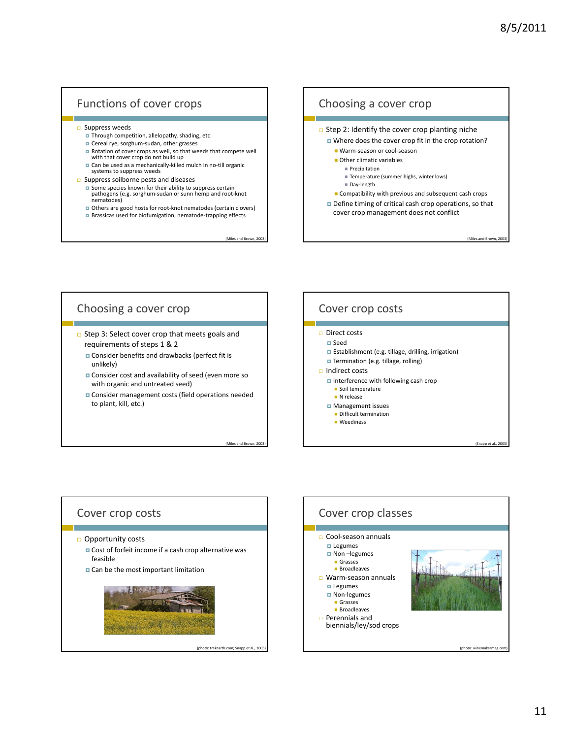## Functions of cover crops

- Suppress weeds
  - Through competition, allelopathy, shading, etc.
  - Cereal rye, sorghum-sudan, other grasses
  - Rotation of cover crops as well, so that weeds that compete well with that cover crop do not build up
  - Can be used as a mechanically-killed mulch in no-till organic systems to suppress weeds
- Suppress soilborne pests and diseases
  - Some species known for their ability to suppress certain pathogens (e.g. sorghum-sudan or sunn hemp and root-knot nematodes)
  - Others are good hosts for root-knot nematodes (certain clovers)
  - Brassicas used for biofumigation, nematode-trapping effects

(Miles and Brown, 2003)

## Choosing a cover crop

- Step 2: Identify the cover crop planting niche
  - Where does the cover crop fit in the crop rotation?
    - Warm-season or cool-season
    - Other climatic variables
      - Precipitation
      - Temperature (summer highs, winter lows)
      - Day-length
    - Compatibility with previous and subsequent cash crops
  - Define timing of critical cash crop operations, so that cover crop management does not conflict

(Miles and Brown, 2003)

## Choosing a cover crop

- Step 3: Select cover crop that meets goals and requirements of steps 1 & 2
  - Consider benefits and drawbacks (perfect fit is unlikely)
  - Consider cost and availability of seed (even more so with organic and untreated seed)
  - Consider management costs (field operations needed to plant, kill, etc.)

(Miles and Brown, 2003)

## Cover crop costs

- Direct costs
  - Seed
  - Establishment (e.g. tillage, drilling, irrigation)
  - Termination (e.g. tillage, rolling)
- Indirect costs
  - Interference with following cash crop
    - Soil temperature
    - N release
  - Management issues
    - Difficult termination
    - Weediness

(Snapp et al., 2005)

## Cover crop costs

- Opportunity costs
  - Cost of forfeit income if a cash crop alternative was feasible
  - Can be the most important limitation

(photo: trekearth.com; Snapp et al., 2005)

## Cover crop classes

- Cool-season annuals
  - Legumes
  - Non –legumes
    - Grasses
    - Broadleaves
- Warm-season annuals
  - Legumes
  - Non-legumes
    - Grasses
    - Broadleaves
- Perennials and biennials/ley/sod crops

(photo: winemakermag.com)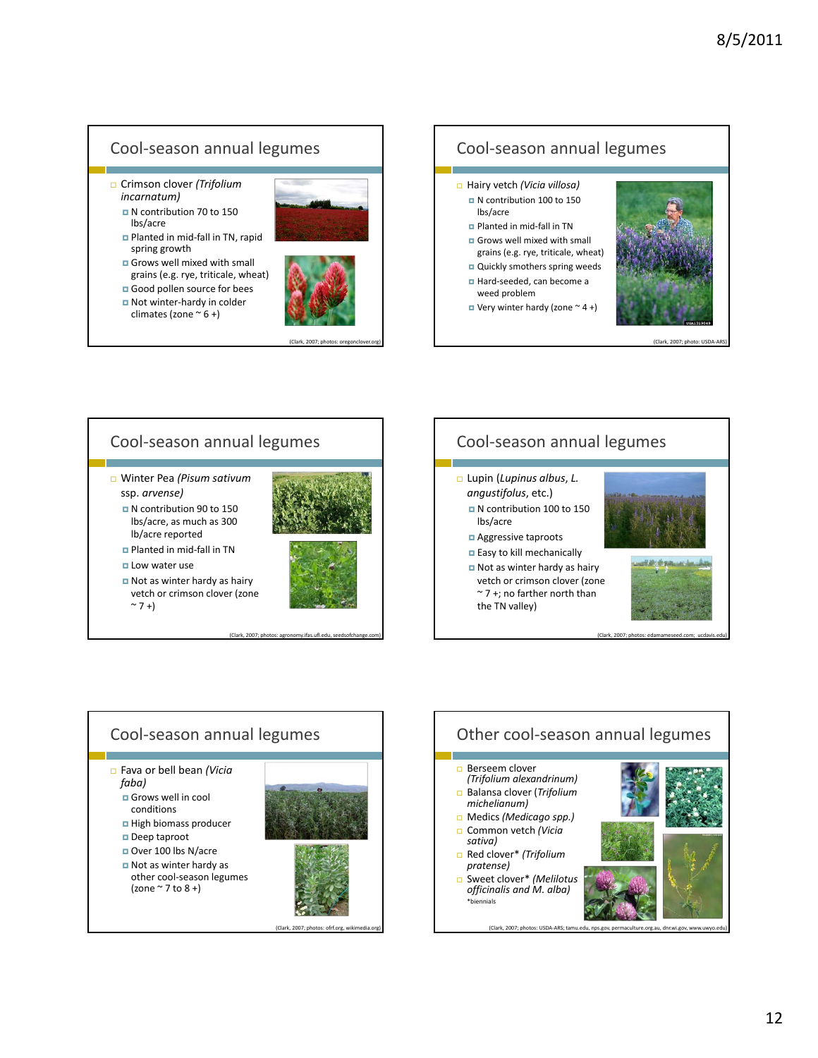## Cool-season annual legumes

- Crimson clover *(Trifolium incarnatum)*
  - N contribution 70 to 150 lbs/acre
  - Planted in mid-fall in TN, rapid spring growth
  - Grows well mixed with small grains (e.g. rye, triticale, wheat)
  - Good pollen source for bees
  - Not winter-hardy in colder climates (zone ~ 6 +)

(Clark, 2007; photos: oregonclover.org)

## Cool-season annual legumes

- Hairy vetch *(Vicia villosa)*
  - N contribution 100 to 150 lbs/acre
  - Planted in mid-fall in TN
  - Grows well mixed with small grains (e.g. rye, triticale, wheat)
  - Quickly smothers spring weeds
  - Hard-seeded, can become a weed problem
  - Very winter hardy (zone ~ 4 +)

(Clark, 2007; photo: USDA-ARS)

## Cool-season annual legumes

- Winter Pea *(Pisum sativum* ssp. *arvense)*
  - N contribution 90 to 150 lbs/acre, as much as 300 lb/acre reported
  - Planted in mid-fall in TN
  - Low water use
  - Not as winter hardy as hairy vetch or crimson clover (zone ~ 7 +)

(Clark, 2007; photos: agronomy.ifas.ufl.edu, seedsofchange.com)

## Cool-season annual legumes

- Lupin (*Lupinus albus*, *L. angustifolus*, etc.)
  - N contribution 100 to 150 lbs/acre
  - Aggressive taproots
  - Easy to kill mechanically
  - Not as winter hardy as hairy vetch or crimson clover (zone ~ 7 +; no farther north than the TN valley)

(Clark, 2007; photos: edamameseed.com; ucdavis.edu)

## Cool-season annual legumes

- Fava or bell bean *(Vicia faba)*
  - Grows well in cool conditions
  - High biomass producer
  - Deep taproot
  - Over 100 lbs N/acre
  - Not as winter hardy as other cool-season legumes (zone ~ 7 to 8 +)

(Clark, 2007; photos: ofrf.org, wikimedia.org)

## Other cool-season annual legumes

- Berseem clover *(Trifolium alexandrinum)*
- Balansa clover (*Trifolium michelianum)*
- Medics *(Medicago spp.)*
- Common vetch *(Vicia sativa)*
- Red clover* *(Trifolium pratense)*
- Sweet clover* *(Melilotus officinalis and M. alba)*

*biennials

(Clark, 2007; photos: USDA-ARS; tamu.edu, nps.gov, permaculture.org.au, dnr.wi.gov, www.uwyo.edu)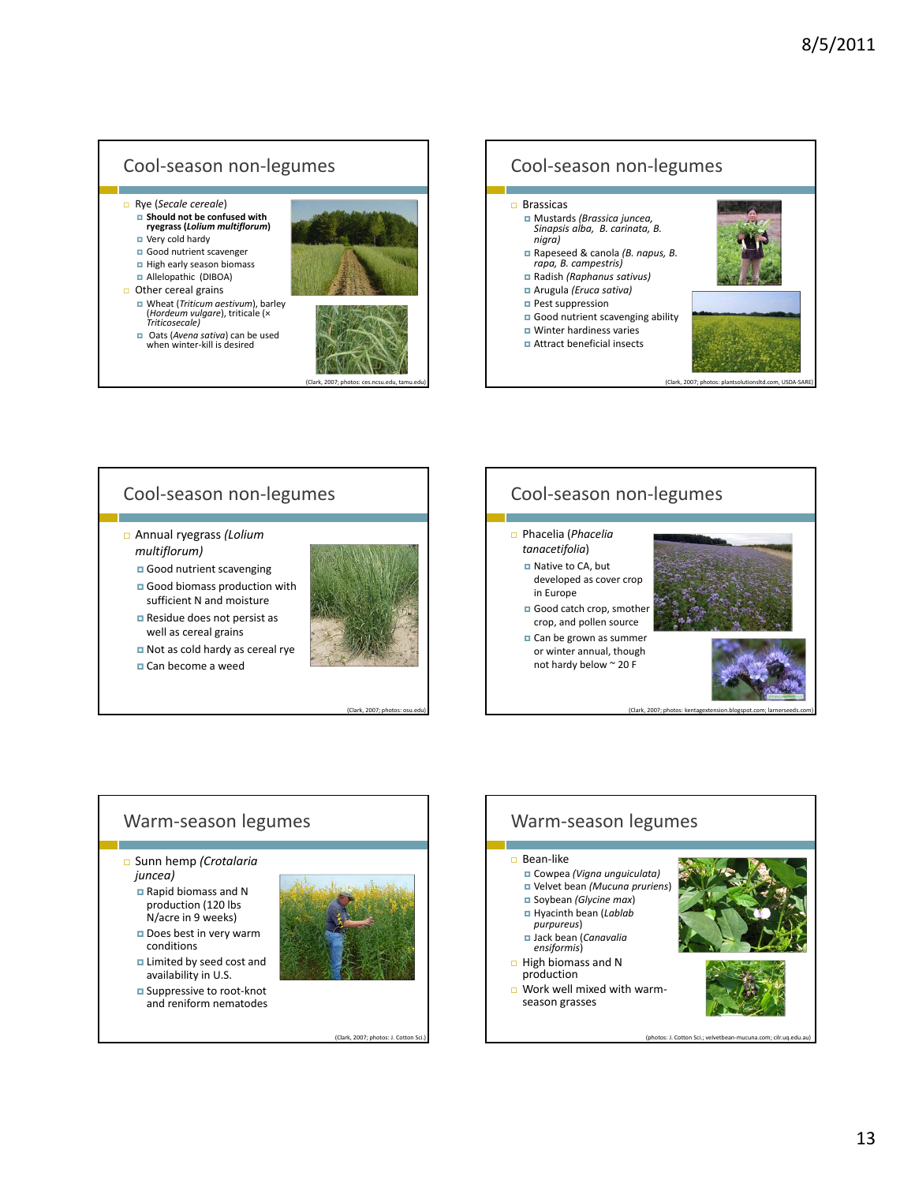## Cool-season non-legumes

- Rye (*Secale cereale*)
  - **Should not be confused with ryegrass (*Lolium multiflorum*)**
  - Very cold hardy
  - Good nutrient scavenger
  - High early season biomass
  - Allelopathic (DIBOA)
- Other cereal grains
  - Wheat (*Triticum aestivum*), barley (*Hordeum vulgare*), triticale (× *Triticosecale*)
  - Oats (*Avena sativa*) can be used when winter-kill is desired

(Clark, 2007; photos: ces.ncsu.edu, tamu.edu)

## Cool-season non-legumes

- Brassicas
  - Mustards (*Brassica juncea, Sinapsis alba, B. carinata, B. nigra*)
  - Rapeseed & canola (*B. napus, B. rapa, B. campestris*)
  - Radish (*Raphanus sativus*)
  - Arugula (*Eruca sativa*)
  - Pest suppression
  - Good nutrient scavenging ability
  - Winter hardiness varies
  - Attract beneficial insects

(Clark, 2007; photos: plantsolutionsltd.com, USDA-SARE)

## Cool-season non-legumes

- Annual ryegrass (*Lolium multiflorum*)
  - Good nutrient scavenging
  - Good biomass production with sufficient N and moisture
  - Residue does not persist as well as cereal grains
  - Not as cold hardy as cereal rye
  - Can become a weed

(Clark, 2007; photos: osu.edu)

## Cool-season non-legumes

- Phacelia (*Phacelia tanacetifolia*)
  - Native to CA, but developed as cover crop in Europe
  - Good catch crop, smother crop, and pollen source
  - Can be grown as summer or winter annual, though not hardy below ~ 20 F

(Clark, 2007; photos: kentagextension.blogspot.com; larnerseeds.com)

## Warm-season legumes

- Sunn hemp (*Crotalaria juncea*)
  - Rapid biomass and N production (120 lbs N/acre in 9 weeks)
  - Does best in very warm conditions
  - Limited by seed cost and availability in U.S.
  - Suppressive to root-knot and reniform nematodes

(Clark, 2007; photos: J. Cotton Sci.)

## Warm-season legumes

- Bean-like
  - Cowpea (*Vigna unguiculata*)
  - Velvet bean (*Mucuna pruriens*)
  - Soybean (*Glycine max*)
  - Hyacinth bean (*Lablab purpureus*)
  - Jack bean (*Canavalia ensiformis*)
- High biomass and N production
- Work well mixed with warm-season grasses

(photos: J. Cotton Sci.; velvetbean-mucuna.com; cilr.uq.edu.au)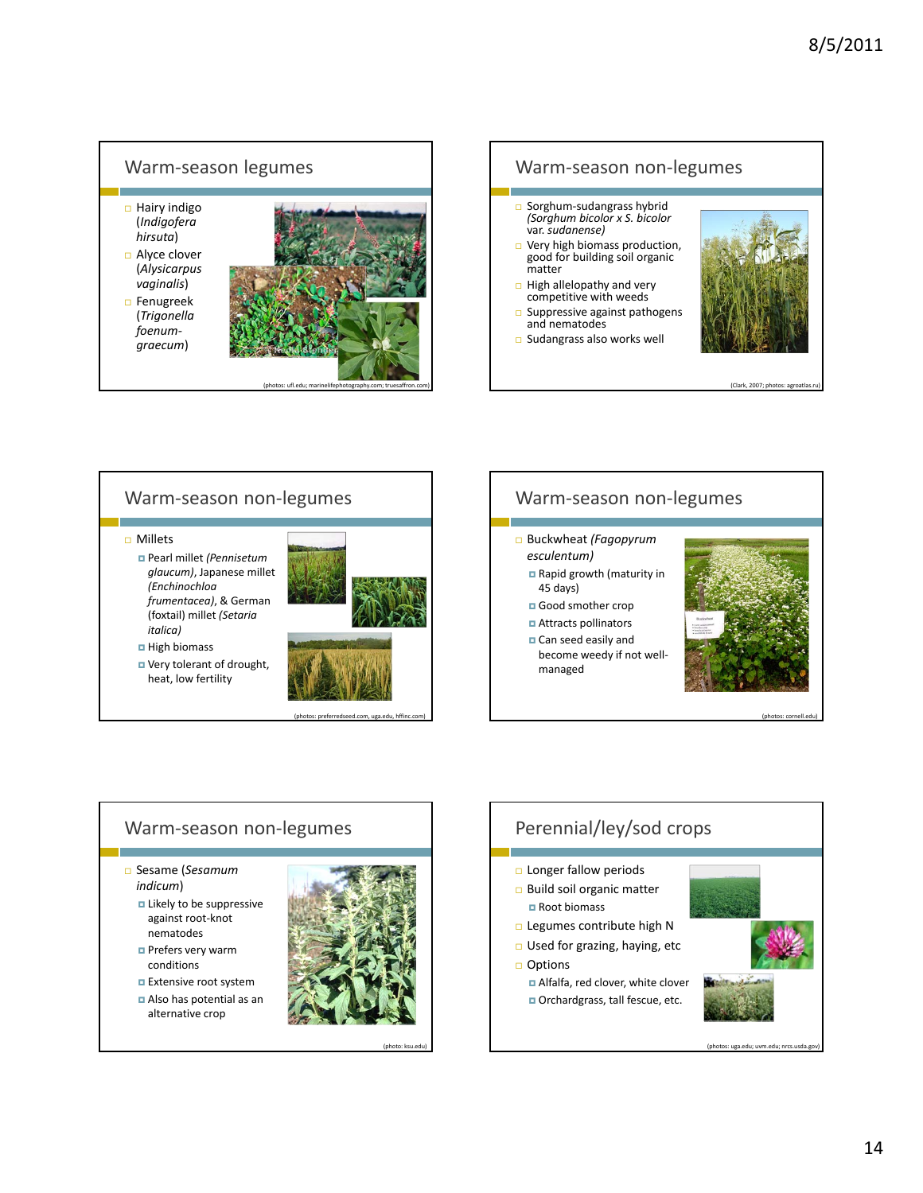## Warm-season legumes

- Hairy indigo (*Indigofera hirsuta*)
- Alyce clover (*Alysicarpus vaginalis*)
- Fenugreek (*Trigonella foenum-graecum*)

(photos: ufl.edu; marinelifephotography.com; truesaffron.com)

## Warm-season non-legumes

- Sorghum-sudangrass hybrid *(Sorghum bicolor x S. bicolor* var. *sudanense)*
- Very high biomass production, good for building soil organic matter
- High allelopathy and very competitive with weeds
- Suppressive against pathogens and nematodes
- Sudangrass also works well

(Clark, 2007; photos: agroatlas.ru)

## Warm-season non-legumes

- Millets
  - Pearl millet *(Pennisetum glaucum)*, Japanese millet *(Enchinochloa frumentacea)*, & German (foxtail) millet *(Setaria italica)*
  - High biomass
  - Very tolerant of drought, heat, low fertility

(photos: preferredseed.com, uga.edu, hffinc.com)

## Warm-season non-legumes

- Buckwheat *(Fagopyrum esculentum)*
  - Rapid growth (maturity in 45 days)
  - Good smother crop
  - Attracts pollinators
  - Can seed easily and become weedy if not well-managed

(photos: cornell.edu)

## Warm-season non-legumes

- Sesame (*Sesamum indicum*)
  - Likely to be suppressive against root-knot nematodes
  - Prefers very warm conditions
  - Extensive root system
  - Also has potential as an alternative crop

(photo: ksu.edu)

## Perennial/ley/sod crops

- Longer fallow periods
- Build soil organic matter
  - Root biomass
- Legumes contribute high N
- Used for grazing, haying, etc
- Options
  - Alfalfa, red clover, white clover
  - Orchardgrass, tall fescue, etc.

(photos: uga.edu; uvm.edu; nrcs.usda.gov)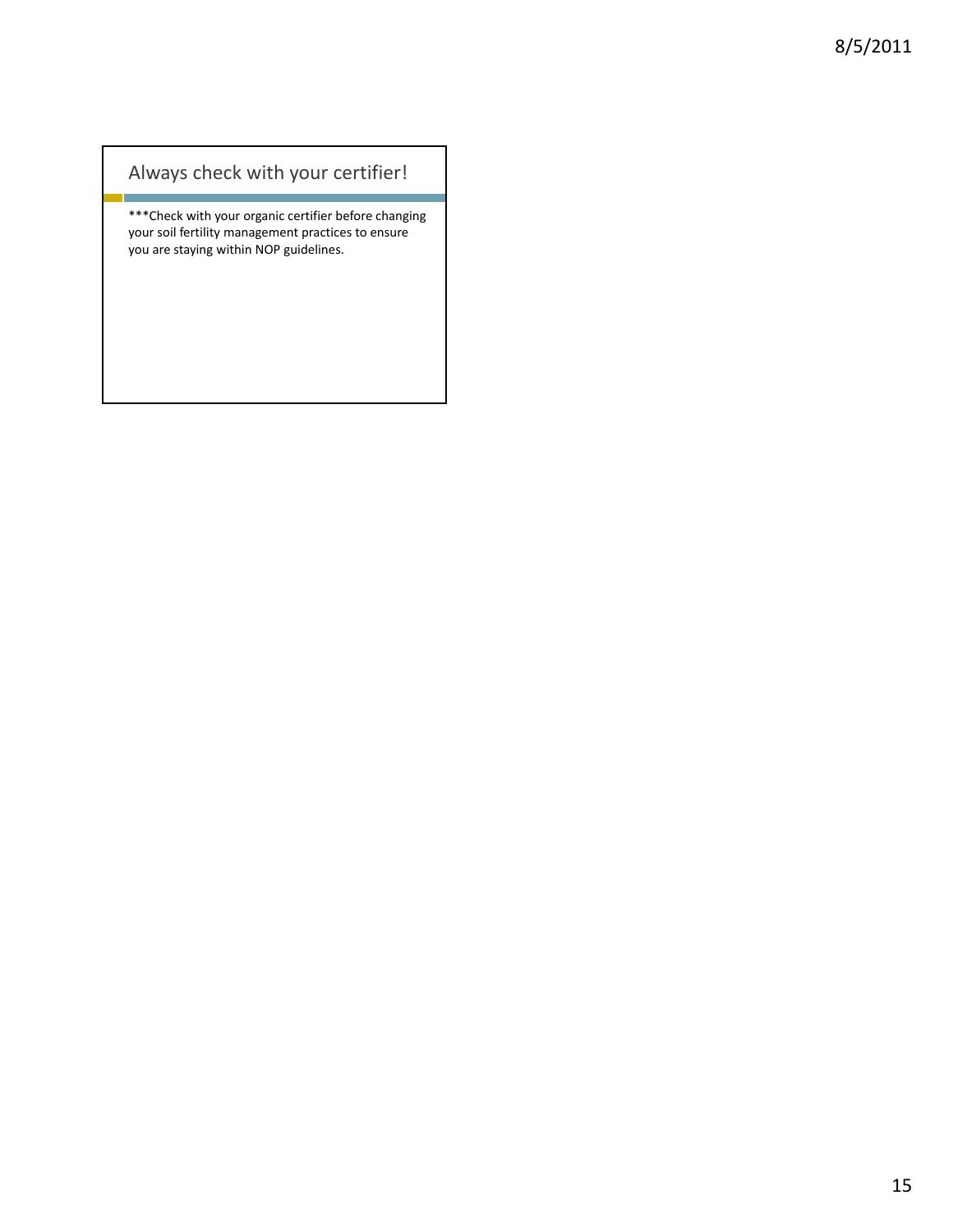## Always check with your certifier!

***Check with your organic certifier before changing your soil fertility management practices to ensure you are staying within NOP guidelines.